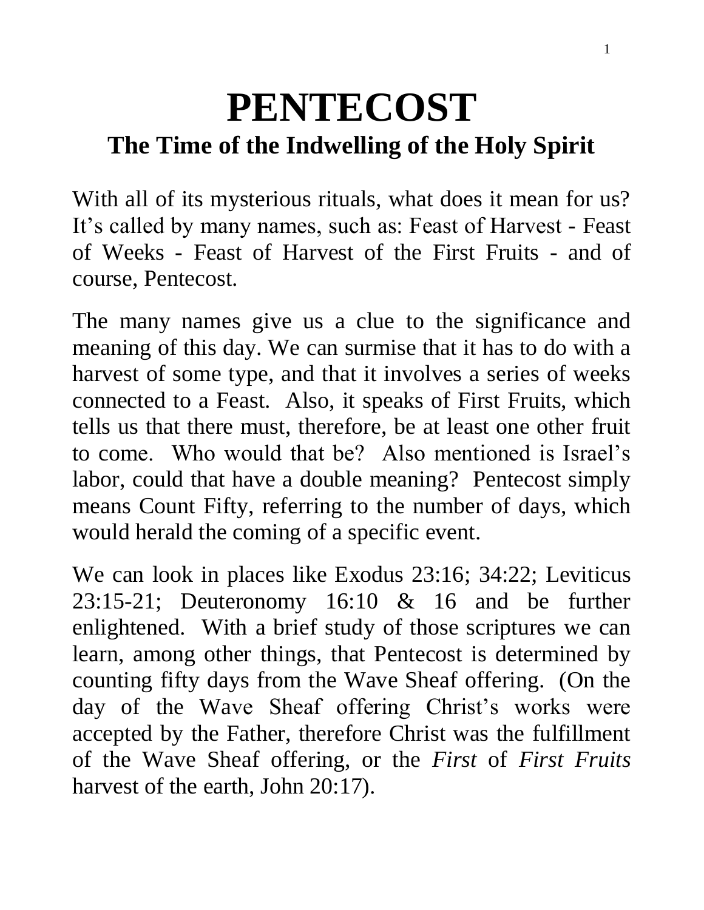# PENTECOST

## The Time of the Indwelling of the Holy Spirit

With all of its mysterious rituals, what does it mean for us? It's called by many names, such as: Feast of Harvest - Feast of Weeks - Feast of Harvest of the First Fruits - and of course, Pentecost.

The many names give us a clue to the significance and meaning of this day. We can surmise that it has to do with a harvest of some type, and that it involves a series of weeks connected to a Feast. Also, it speaks of First Fruits, which tells us that there must, therefore, be at least one other fruit to come. Who would that be? Also mentioned is Israel's labor, could that have a double meaning? Pentecost simply means Count Fifty, referring to the number of days, which would herald the coming of a specific event.

We can look in places like Exodus 23:16; 34:22; Leviticus 23:15-21; Deuteronomy 16:10 & 16 and be further enlightened. With a brief study of those scriptures we can learn, among other things, that Pentecost is determined by counting fifty days from the Wave Sheaf offering. (On the day of the Wave Sheaf offering Christ's works were accepted by the Father, therefore Christ was the fulfillment of the Wave Sheaf offering, or the *First* of *First Fruits* harvest of the earth, John 20:17).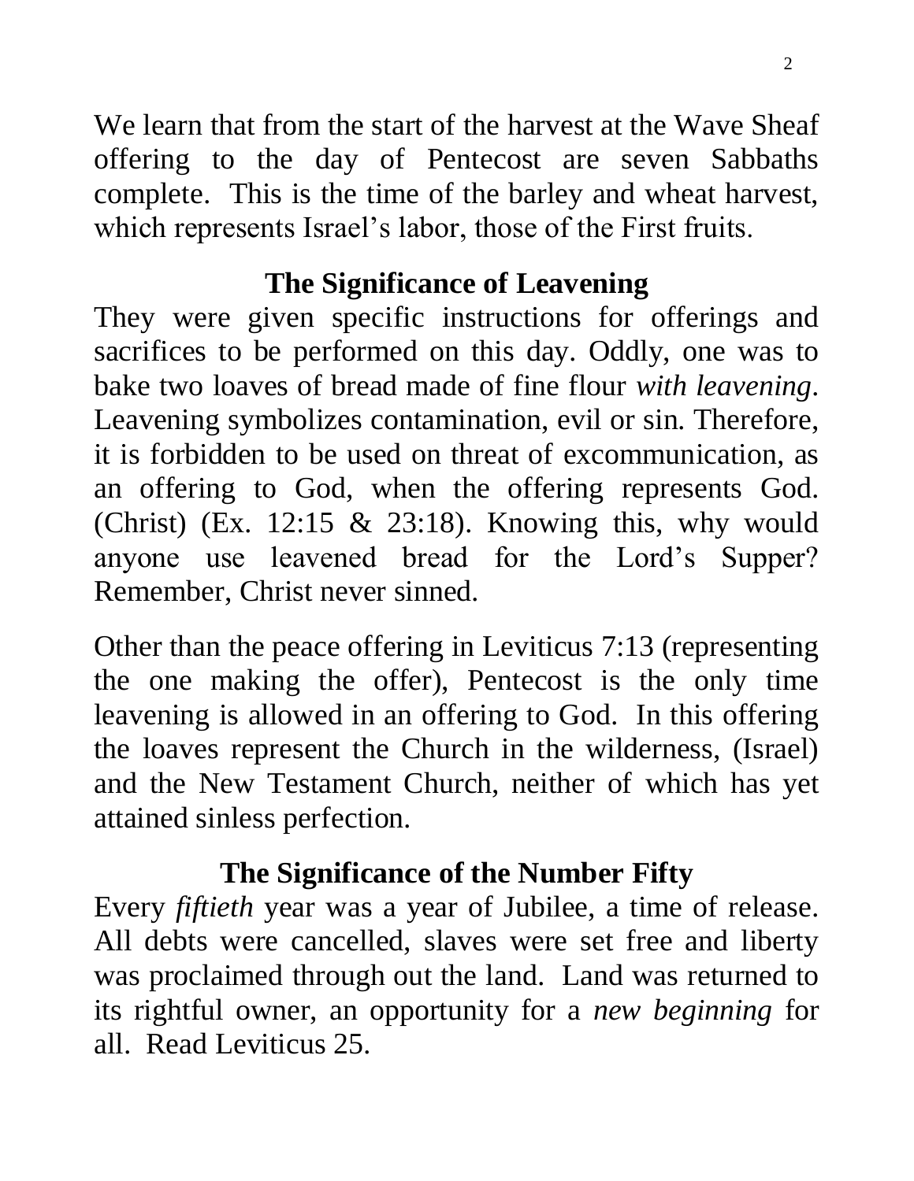We learn that from the start of the harvest at the Wave Sheaf offering to the day of Pentecost are seven Sabbaths complete. This is the time of the barley and wheat harvest, which represents Israel's labor, those of the First fruits.

## The Significance of Leavening

They were given specific instructions for offerings and sacrifices to be performed on this day. Oddly, one was to bake two loaves of bread made of fine flour *with leavening*. Leavening symbolizes contamination, evil or sin. Therefore, it is forbidden to be used on threat of excommunication, as an offering to God, when the offering represents God. (Christ) (Ex. 12:15 & 23:18). Knowing this, why would anyone use leavened bread for the Lord's Supper? Remember, Christ never sinned.

Other than the peace offering in Leviticus 7:13 (representing the one making the offer), Pentecost is the only time leavening is allowed in an offering to God. In this offering the loaves represent the Church in the wilderness, (Israel) and the New Testament Church, neither of which has yet attained sinless perfection.

## The Significance of the Number Fifty

Every *fiftieth* year was a year of Jubilee, a time of release. All debts were cancelled, slaves were set free and liberty was proclaimed through out the land. Land was returned to its rightful owner, an opportunity for a *new beginning* for all. Read Leviticus 25.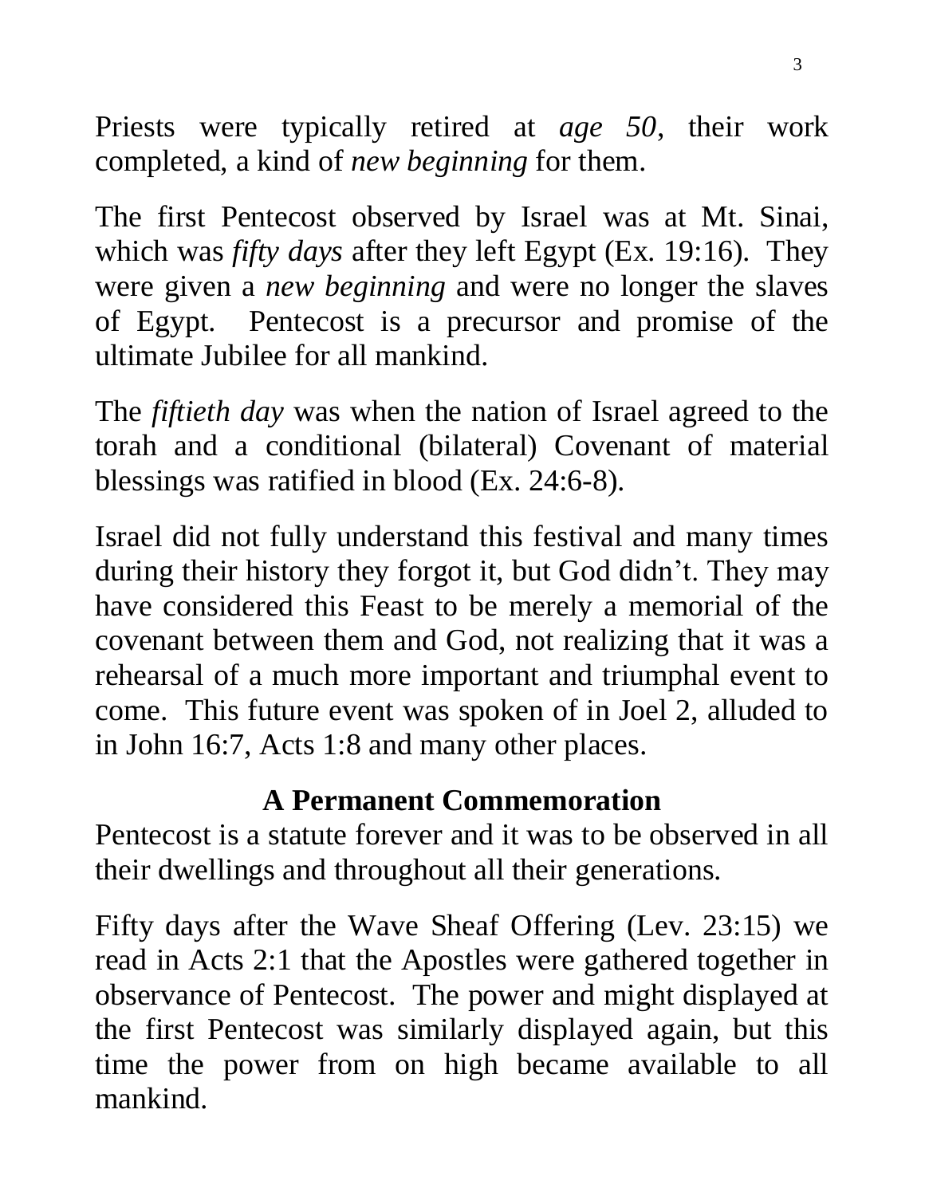Priests were typically retired at *age 50*, their work completed, a kind of *new beginning* for them.

The first Pentecost observed by Israel was at Mt. Sinai, which was *fifty days* after they left Egypt (Ex. 19:16). They were given a *new beginning* and were no longer the slaves of Egypt. Pentecost is a precursor and promise of the ultimate Jubilee for all mankind.

The *fiftieth day* was when the nation of Israel agreed to the torah and a conditional (bilateral) Covenant of material blessings was ratified in blood (Ex. 24:6-8).

Israel did not fully understand this festival and many times during their history they forgot it, but God didn't. They may have considered this Feast to be merely a memorial of the covenant between them and God, not realizing that it was a rehearsal of a much more important and triumphal event to come. This future event was spoken of in Joel 2, alluded to in John 16:7, Acts 1:8 and many other places.

## A Permanent Commemoration

Pentecost is a statute forever and it was to be observed in all their dwellings and throughout all their generations.

Fifty days after the Wave Sheaf Offering (Lev. 23:15) we read in Acts 2:1 that the Apostles were gathered together in observance of Pentecost. The power and might displayed at the first Pentecost was similarly displayed again, but this time the power from on high became available to all mankind.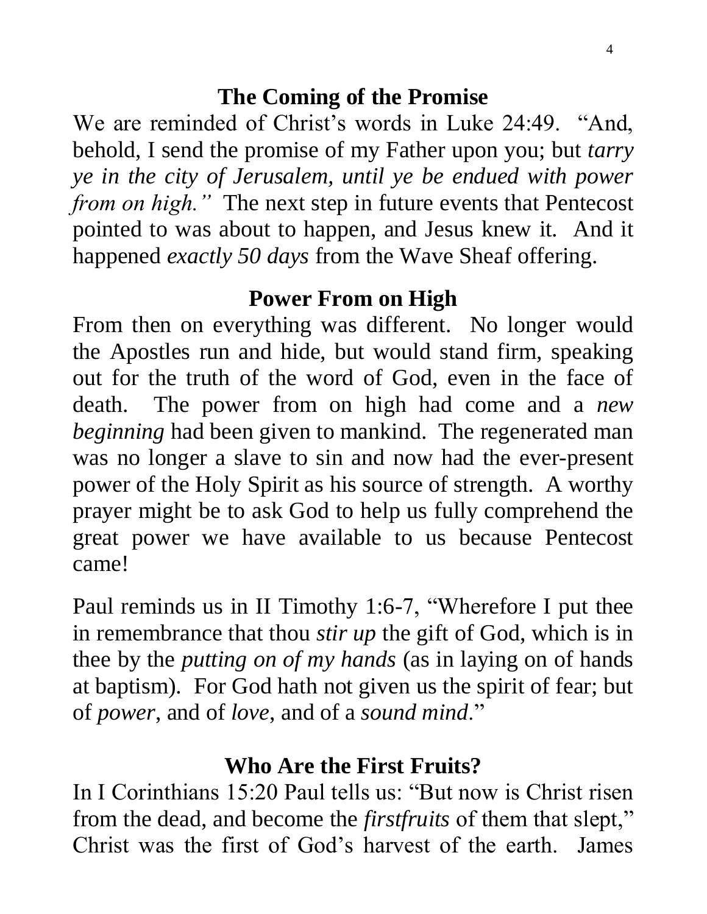## The Coming of the Promise

We are reminded of Christ's words in Luke 24:49. "And, behold, I send the promise of my Father upon you; but *tarry ye in the city of Jerusalem, until ye be endued with power from on high."* The next step in future events that Pentecost pointed to was about to happen, and Jesus knew it. And it happened *exactly 50 days* from the Wave Sheaf offering.

## Power From on High

From then on everything was different. No longer would the Apostles run and hide, but would stand firm, speaking out for the truth of the word of God, even in the face of death. The power from on high had come and a *new beginning* had been given to mankind. The regenerated man was no longer a slave to sin and now had the ever-present power of the Holy Spirit as his source of strength. A worthy prayer might be to ask God to help us fully comprehend the great power we have available to us because Pentecost came!

Paul reminds us in II Timothy 1:6-7, "Wherefore I put thee in remembrance that thou *stir up* the gift of God, which is in thee by the *putting on of my hands* (as in laying on of hands at baptism). For God hath not given us the spirit of fear; but of *power*, and of *love*, and of a *sound mind*."

## Who Are the First Fruits?

In I Corinthians 15:20 Paul tells us: "But now is Christ risen from the dead, and become the *firstfruits* of them that slept," Christ was the first of God's harvest of the earth. James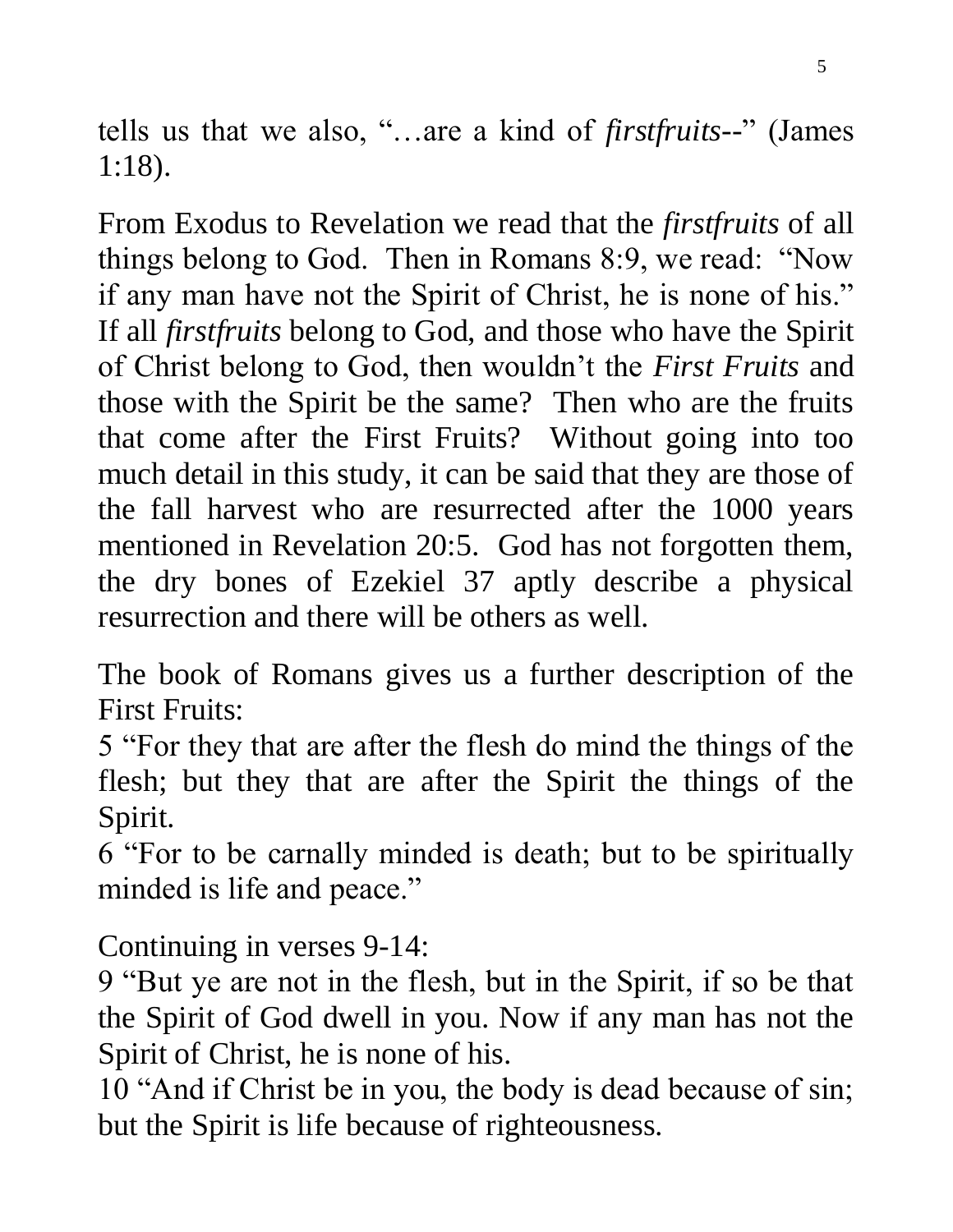tells us that we also, "…are a kind of *firstfruits*--" (James 1:18).

From Exodus to Revelation we read that the *firstfruits* of all things belong to God. Then in Romans 8:9, we read: "Now if any man have not the Spirit of Christ, he is none of his." If all *firstfruits* belong to God, and those who have the Spirit of Christ belong to God, then wouldn't the *First Fruits* and those with the Spirit be the same? Then who are the fruits that come after the First Fruits? Without going into too much detail in this study, it can be said that they are those of the fall harvest who are resurrected after the 1000 years mentioned in Revelation 20:5. God has not forgotten them, the dry bones of Ezekiel 37 aptly describe a physical resurrection and there will be others as well.

The book of Romans gives us a further description of the First Fruits:
5 "For they that are after the flesh do mind the things of the flesh; but they that are after the Spirit the things of the Spirit.
6 "For to be carnally minded is death; but to be spiritually minded is life and peace."

Continuing in verses 9-14:
9 "But ye are not in the flesh, but in the Spirit, if so be that the Spirit of God dwell in you. Now if any man has not the Spirit of Christ, he is none of his.
10 "And if Christ be in you, the body is dead because of sin; but the Spirit is life because of righteousness.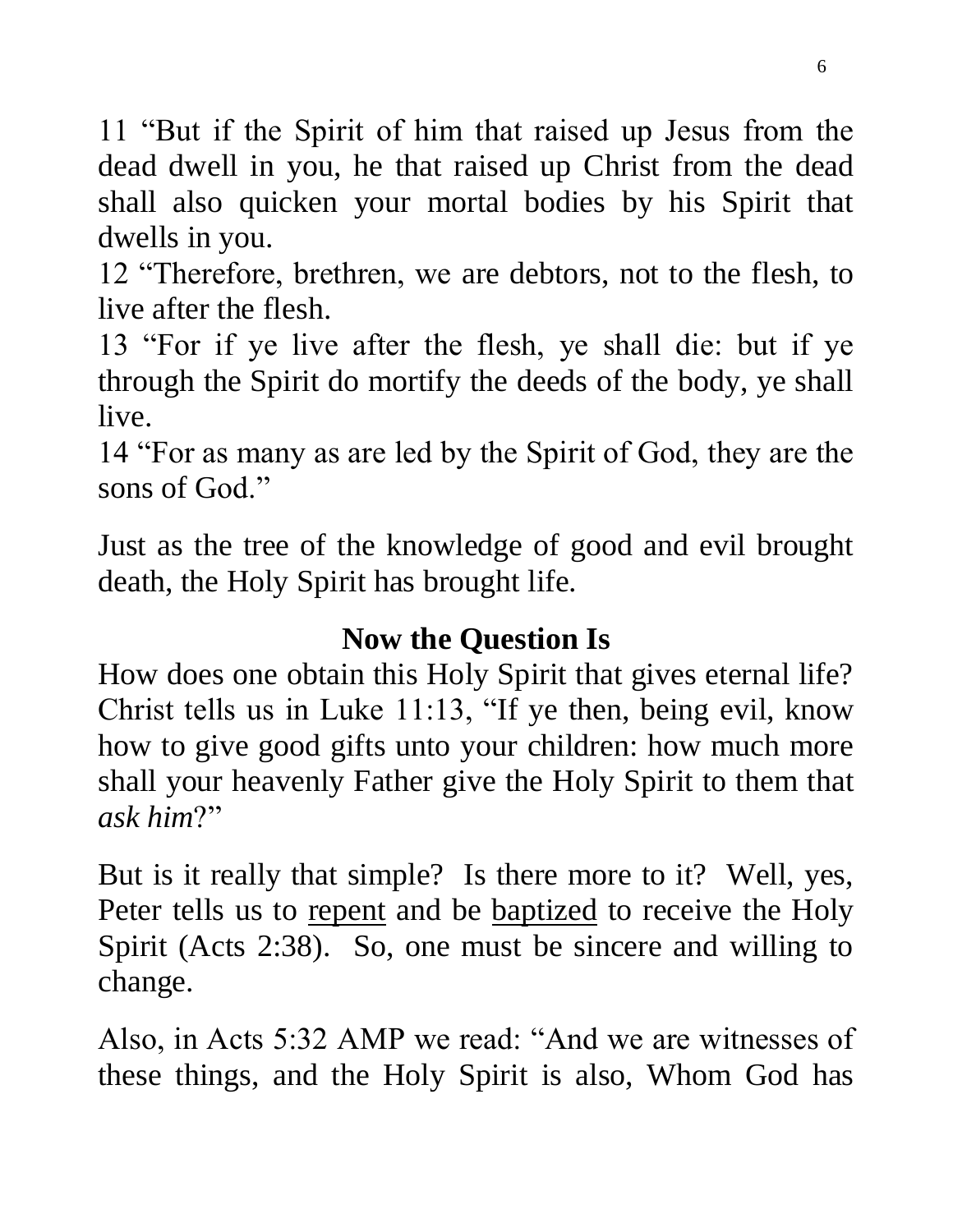11 "But if the Spirit of him that raised up Jesus from the dead dwell in you, he that raised up Christ from the dead shall also quicken your mortal bodies by his Spirit that dwells in you.

12 "Therefore, brethren, we are debtors, not to the flesh, to live after the flesh.

13 "For if ye live after the flesh, ye shall die: but if ye through the Spirit do mortify the deeds of the body, ye shall live.

14 "For as many as are led by the Spirit of God, they are the sons of God."

Just as the tree of the knowledge of good and evil brought death, the Holy Spirit has brought life.

## Now the Question Is

How does one obtain this Holy Spirit that gives eternal life? Christ tells us in Luke 11:13, "If ye then, being evil, know how to give good gifts unto your children: how much more shall your heavenly Father give the Holy Spirit to them that *ask him*?"

But is it really that simple? Is there more to it? Well, yes, Peter tells us to <u>repent</u> and be <u>baptized</u> to receive the Holy Spirit (Acts 2:38). So, one must be sincere and willing to change.

Also, in Acts 5:32 AMP we read: "And we are witnesses of these things, and the Holy Spirit is also, Whom God has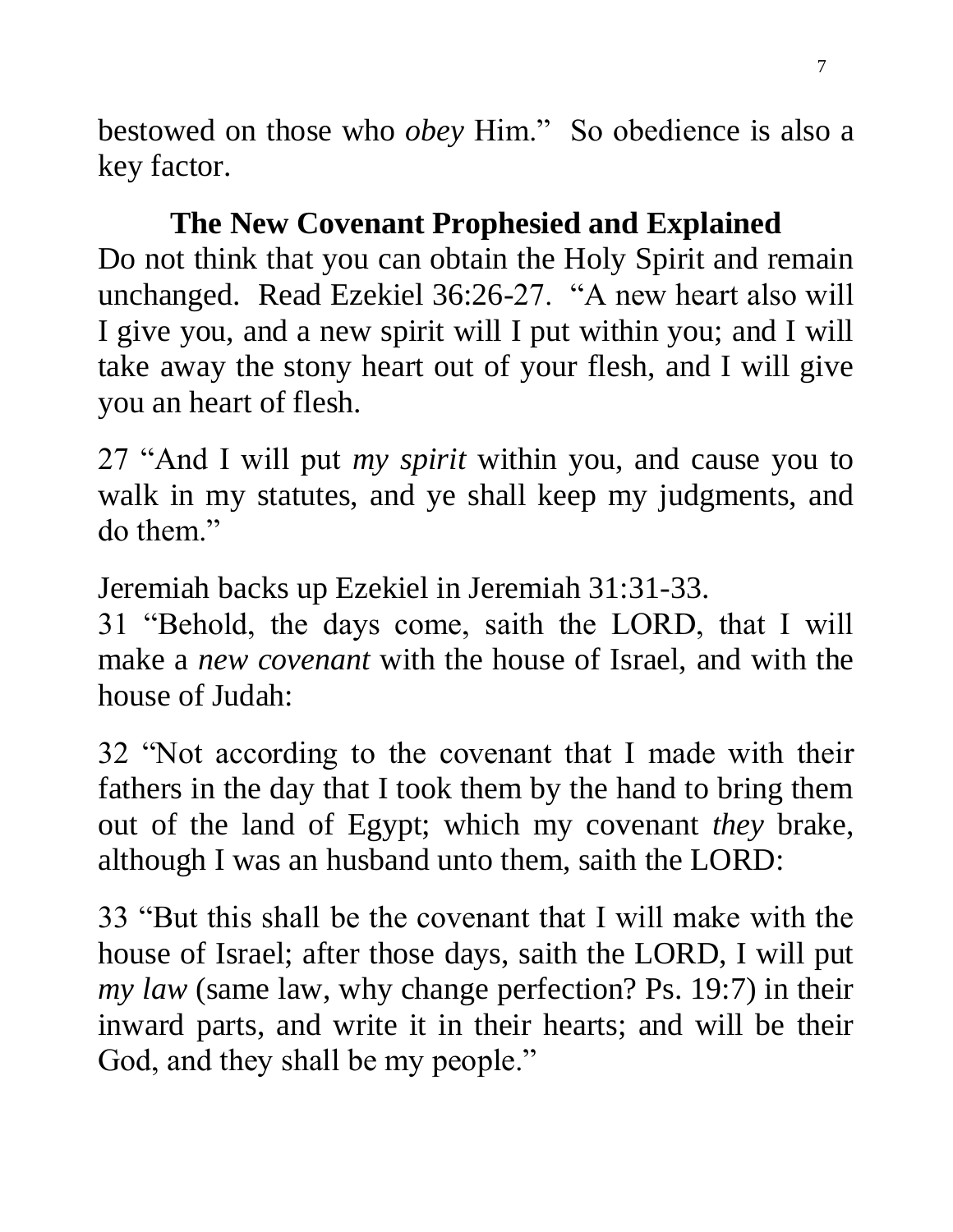bestowed on those who *obey* Him." So obedience is also a key factor.

## The New Covenant Prophesied and Explained

Do not think that you can obtain the Holy Spirit and remain unchanged. Read Ezekiel 36:26-27. "A new heart also will I give you, and a new spirit will I put within you; and I will take away the stony heart out of your flesh, and I will give you an heart of flesh.

27 "And I will put *my spirit* within you, and cause you to walk in my statutes, and ye shall keep my judgments, and do them."

Jeremiah backs up Ezekiel in Jeremiah 31:31-33.
31 "Behold, the days come, saith the LORD, that I will make a *new covenant* with the house of Israel, and with the house of Judah:

32 "Not according to the covenant that I made with their fathers in the day that I took them by the hand to bring them out of the land of Egypt; which my covenant *they* brake, although I was an husband unto them, saith the LORD:

33 "But this shall be the covenant that I will make with the house of Israel; after those days, saith the LORD, I will put *my law* (same law, why change perfection? Ps. 19:7) in their inward parts, and write it in their hearts; and will be their God, and they shall be my people."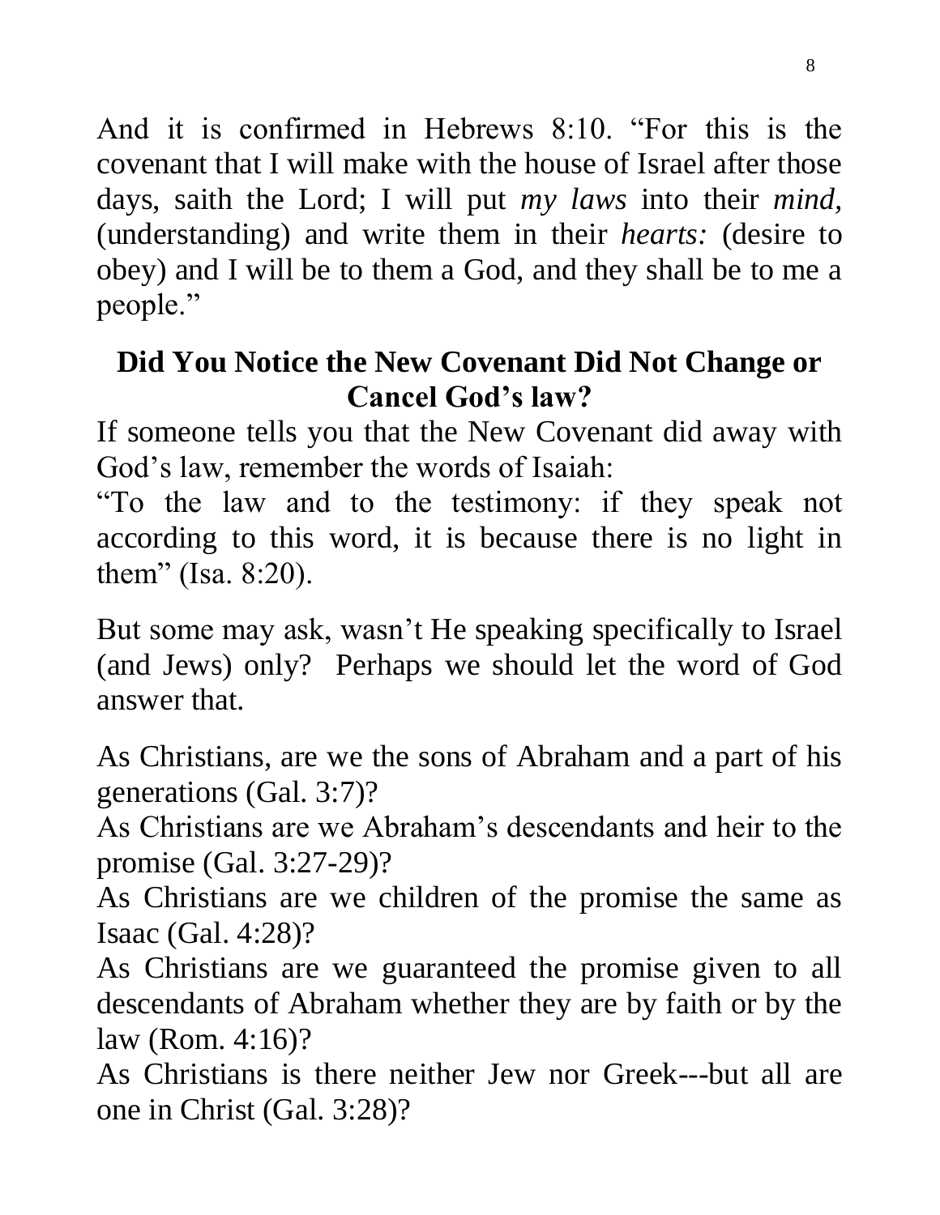And it is confirmed in Hebrews 8:10. “For this is the covenant that I will make with the house of Israel after those days, saith the Lord; I will put *my laws* into their *mind,* (understanding) and write them in their *hearts:* (desire to obey) and I will be to them a God, and they shall be to me a people.”

## Did You Notice the New Covenant Did Not Change or Cancel God’s law?

If someone tells you that the New Covenant did away with God’s law, remember the words of Isaiah:
“To the law and to the testimony: if they speak not according to this word, it is because there is no light in them” (Isa. 8:20).

But some may ask, wasn’t He speaking specifically to Israel (and Jews) only? Perhaps we should let the word of God answer that.

As Christians, are we the sons of Abraham and a part of his generations (Gal. 3:7)?
As Christians are we Abraham’s descendants and heir to the promise (Gal. 3:27-29)?
As Christians are we children of the promise the same as Isaac (Gal. 4:28)?
As Christians are we guaranteed the promise given to all descendants of Abraham whether they are by faith or by the law (Rom. 4:16)?
As Christians is there neither Jew nor Greek---but all are one in Christ (Gal. 3:28)?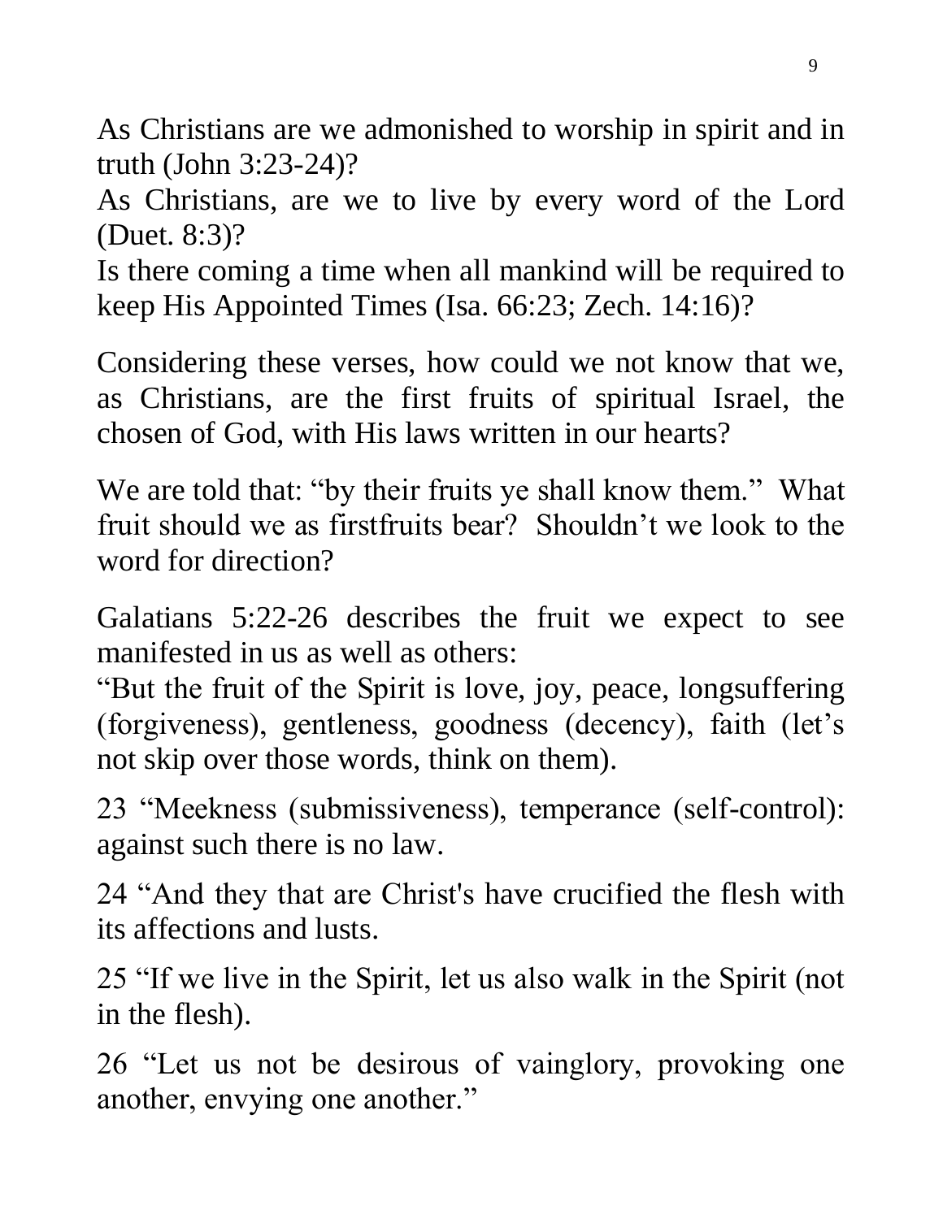As Christians are we admonished to worship in spirit and in truth (John 3:23-24)?

As Christians, are we to live by every word of the Lord (Duet. 8:3)?

Is there coming a time when all mankind will be required to keep His Appointed Times (Isa. 66:23; Zech. 14:16)?

Considering these verses, how could we not know that we, as Christians, are the first fruits of spiritual Israel, the chosen of God, with His laws written in our hearts?

We are told that: "by their fruits ye shall know them." What fruit should we as firstfruits bear? Shouldn't we look to the word for direction?

Galatians 5:22-26 describes the fruit we expect to see manifested in us as well as others:

"But the fruit of the Spirit is love, joy, peace, longsuffering (forgiveness), gentleness, goodness (decency), faith (let's not skip over those words, think on them).

23 "Meekness (submissiveness), temperance (self-control): against such there is no law.

24 "And they that are Christ's have crucified the flesh with its affections and lusts.

25 "If we live in the Spirit, let us also walk in the Spirit (not in the flesh).

26 "Let us not be desirous of vainglory, provoking one another, envying one another."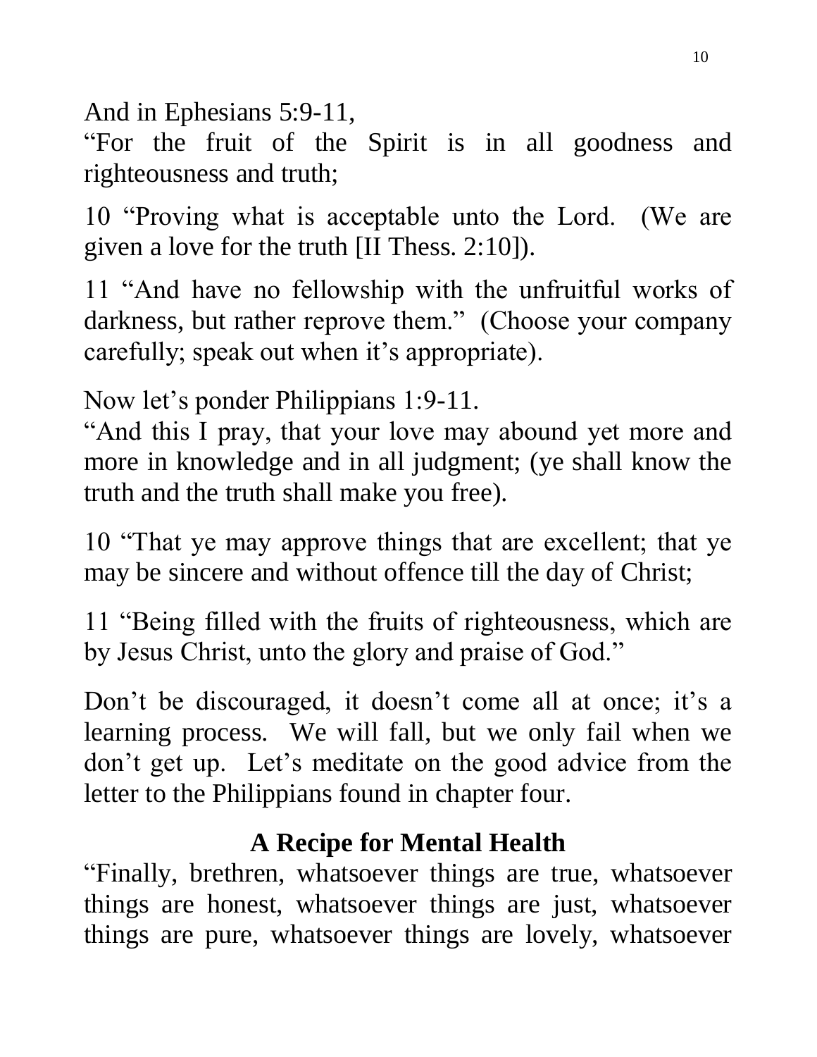And in Ephesians 5:9-11,
“For the fruit of the Spirit is in all goodness and righteousness and truth;

10 “Proving what is acceptable unto the Lord. (We are given a love for the truth [II Thess. 2:10]).

11 “And have no fellowship with the unfruitful works of darkness, but rather reprove them.” (Choose your company carefully; speak out when it’s appropriate).

Now let’s ponder Philippians 1:9-11.
“And this I pray, that your love may abound yet more and more in knowledge and in all judgment; (ye shall know the truth and the truth shall make you free).

10 “That ye may approve things that are excellent; that ye may be sincere and without offence till the day of Christ;

11 “Being filled with the fruits of righteousness, which are by Jesus Christ, unto the glory and praise of God.”

Don’t be discouraged, it doesn’t come all at once; it’s a learning process. We will fall, but we only fail when we don’t get up. Let’s meditate on the good advice from the letter to the Philippians found in chapter four.

## A Recipe for Mental Health

“Finally, brethren, whatsoever things are true, whatsoever things are honest, whatsoever things are just, whatsoever things are pure, whatsoever things are lovely, whatsoever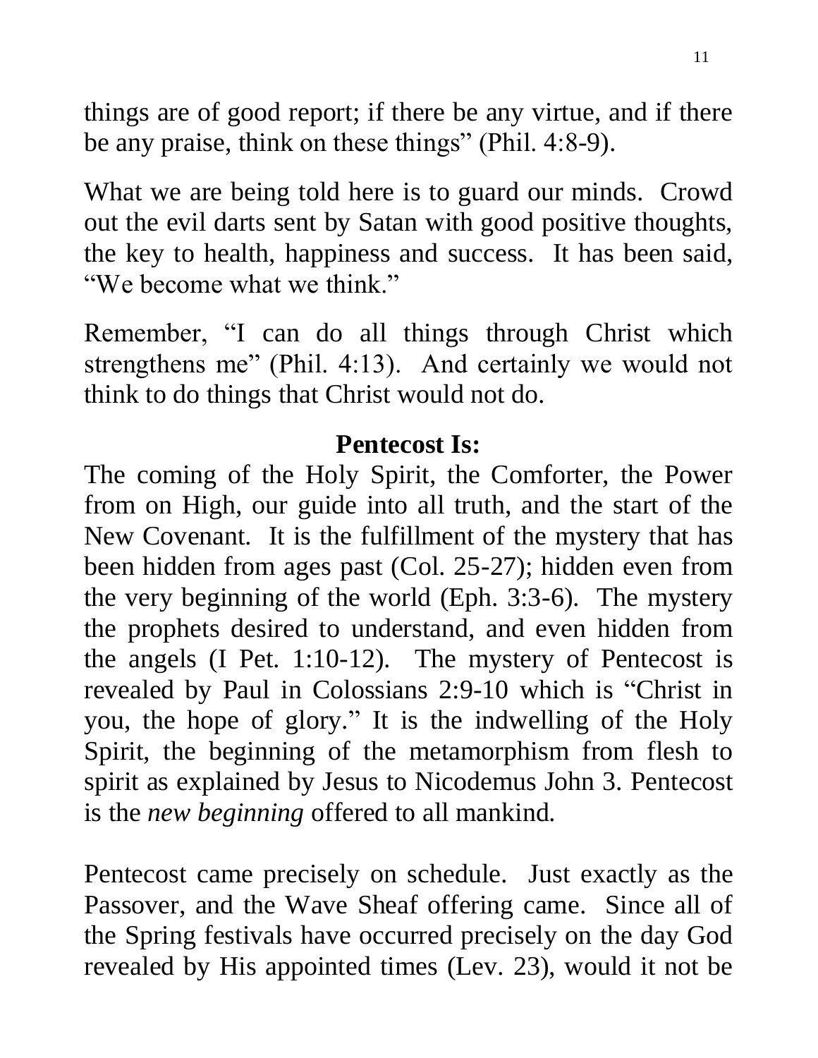things are of good report; if there be any virtue, and if there be any praise, think on these things" (Phil. 4:8-9).

What we are being told here is to guard our minds. Crowd out the evil darts sent by Satan with good positive thoughts, the key to health, happiness and success. It has been said, "We become what we think."

Remember, "I can do all things through Christ which strengthens me" (Phil. 4:13). And certainly we would not think to do things that Christ would not do.

**Pentecost Is:**

The coming of the Holy Spirit, the Comforter, the Power from on High, our guide into all truth, and the start of the New Covenant. It is the fulfillment of the mystery that has been hidden from ages past (Col. 25-27); hidden even from the very beginning of the world (Eph. 3:3-6). The mystery the prophets desired to understand, and even hidden from the angels (I Pet. 1:10-12). The mystery of Pentecost is revealed by Paul in Colossians 2:9-10 which is "Christ in you, the hope of glory." It is the indwelling of the Holy Spirit, the beginning of the metamorphism from flesh to spirit as explained by Jesus to Nicodemus John 3. Pentecost is the *new beginning* offered to all mankind.

Pentecost came precisely on schedule. Just exactly as the Passover, and the Wave Sheaf offering came. Since all of the Spring festivals have occurred precisely on the day God revealed by His appointed times (Lev. 23), would it not be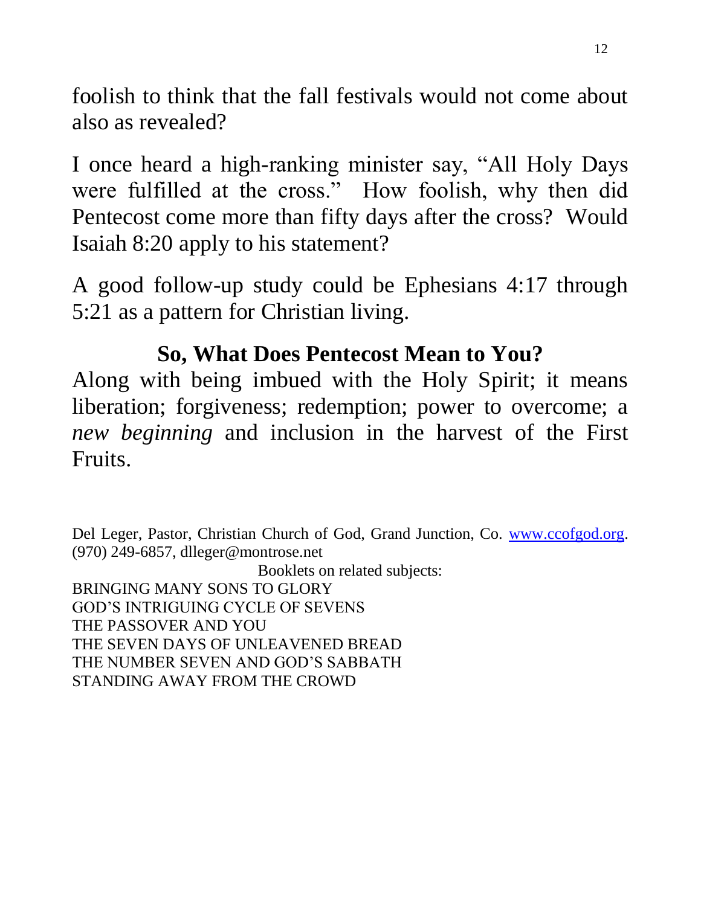foolish to think that the fall festivals would not come about also as revealed?

I once heard a high-ranking minister say, "All Holy Days were fulfilled at the cross." How foolish, why then did Pentecost come more than fifty days after the cross? Would Isaiah 8:20 apply to his statement?

A good follow-up study could be Ephesians 4:17 through 5:21 as a pattern for Christian living.

## So, What Does Pentecost Mean to You?

Along with being imbued with the Holy Spirit; it means liberation; forgiveness; redemption; power to overcome; a *new beginning* and inclusion in the harvest of the First Fruits.

Del Leger, Pastor, Christian Church of God, Grand Junction, Co. [www.ccofgod.org](http://www.ccofgod.org). (970) 249-6857, dlleger@montrose.net

Booklets on related subjects:

BRINGING MANY SONS TO GLORY
GOD'S INTRIGUING CYCLE OF SEVENS
THE PASSOVER AND YOU
THE SEVEN DAYS OF UNLEAVENED BREAD
THE NUMBER SEVEN AND GOD'S SABBATH
STANDING AWAY FROM THE CROWD